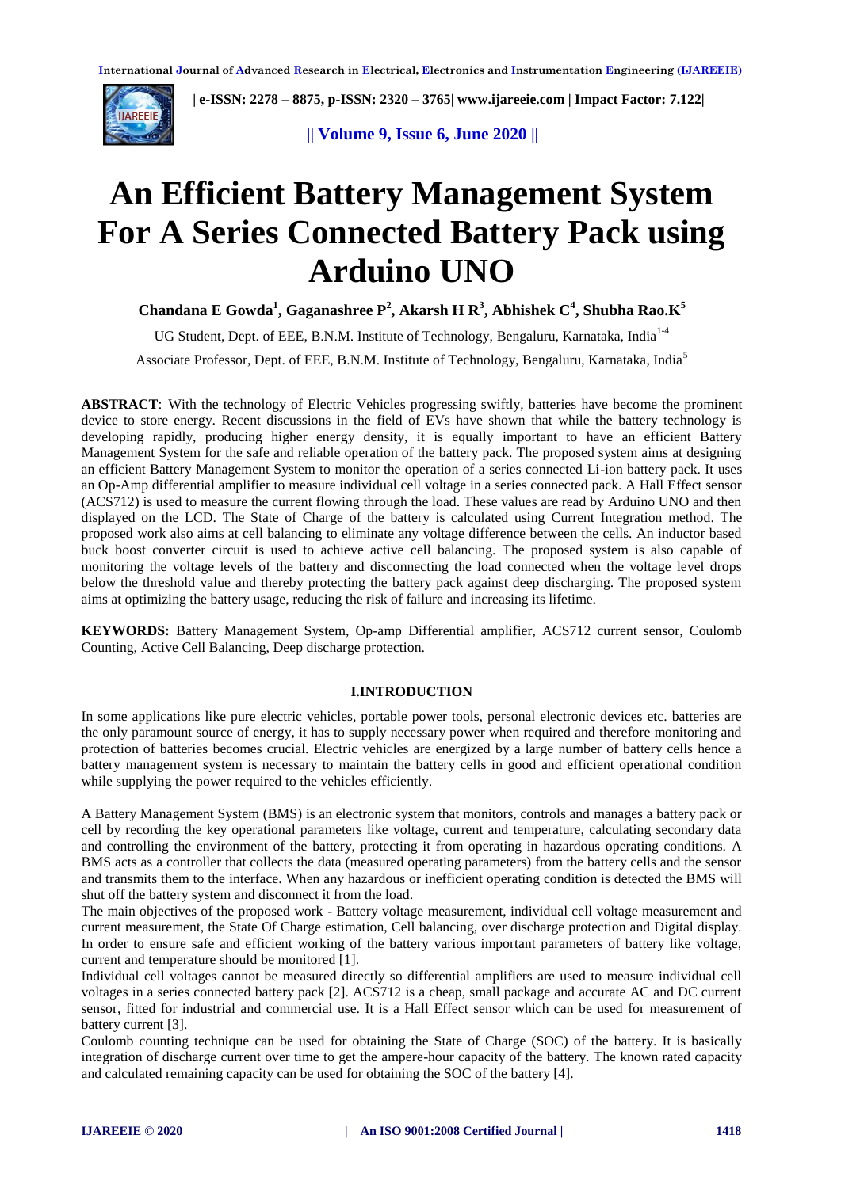# An Efficient Battery Management System For A Series Connected Battery Pack using Arduino UNO

**Chandana E Gowda[1], Gaganashree P[2], Akarsh H R[3], Abhishek C[4], Shubha Rao.K[5]**

UG Student, Dept. of EEE, B.N.M. Institute of Technology, Bengaluru, Karnataka, India[1-4]

Associate Professor, Dept. of EEE, B.N.M. Institute of Technology, Bengaluru, Karnataka, India[5]

**ABSTRACT**: With the technology of Electric Vehicles progressing swiftly, batteries have become the prominent device to store energy. Recent discussions in the field of EVs have shown that while the battery technology is developing rapidly, producing higher energy density, it is equally important to have an efficient Battery Management System for the safe and reliable operation of the battery pack. The proposed system aims at designing an efficient Battery Management System to monitor the operation of a series connected Li-ion battery pack. It uses an Op-Amp differential amplifier to measure individual cell voltage in a series connected pack. A Hall Effect sensor (ACS712) is used to measure the current flowing through the load. These values are read by Arduino UNO and then displayed on the LCD. The State of Charge of the battery is calculated using Current Integration method. The proposed work also aims at cell balancing to eliminate any voltage difference between the cells. An inductor based buck boost converter circuit is used to achieve active cell balancing. The proposed system is also capable of monitoring the voltage levels of the battery and disconnecting the load connected when the voltage level drops below the threshold value and thereby protecting the battery pack against deep discharging. The proposed system aims at optimizing the battery usage, reducing the risk of failure and increasing its lifetime.

**KEYWORDS:** Battery Management System, Op-amp Differential amplifier, ACS712 current sensor, Coulomb Counting, Active Cell Balancing, Deep discharge protection.

## I.INTRODUCTION

In some applications like pure electric vehicles, portable power tools, personal electronic devices etc. batteries are the only paramount source of energy, it has to supply necessary power when required and therefore monitoring and protection of batteries becomes crucial. Electric vehicles are energized by a large number of battery cells hence a battery management system is necessary to maintain the battery cells in good and efficient operational condition while supplying the power required to the vehicles efficiently.

A Battery Management System (BMS) is an electronic system that monitors, controls and manages a battery pack or cell by recording the key operational parameters like voltage, current and temperature, calculating secondary data and controlling the environment of the battery, protecting it from operating in hazardous operating conditions. A BMS acts as a controller that collects the data (measured operating parameters) from the battery cells and the sensor and transmits them to the interface. When any hazardous or inefficient operating condition is detected the BMS will shut off the battery system and disconnect it from the load.

The main objectives of the proposed work - Battery voltage measurement, individual cell voltage measurement and current measurement, the State Of Charge estimation, Cell balancing, over discharge protection and Digital display. In order to ensure safe and efficient working of the battery various important parameters of battery like voltage, current and temperature should be monitored [1].

Individual cell voltages cannot be measured directly so differential amplifiers are used to measure individual cell voltages in a series connected battery pack [2]. ACS712 is a cheap, small package and accurate AC and DC current sensor, fitted for industrial and commercial use. It is a Hall Effect sensor which can be used for measurement of battery current [3].

Coulomb counting technique can be used for obtaining the State of Charge (SOC) of the battery. It is basically integration of discharge current over time to get the ampere-hour capacity of the battery. The known rated capacity and calculated remaining capacity can be used for obtaining the SOC of the battery [4].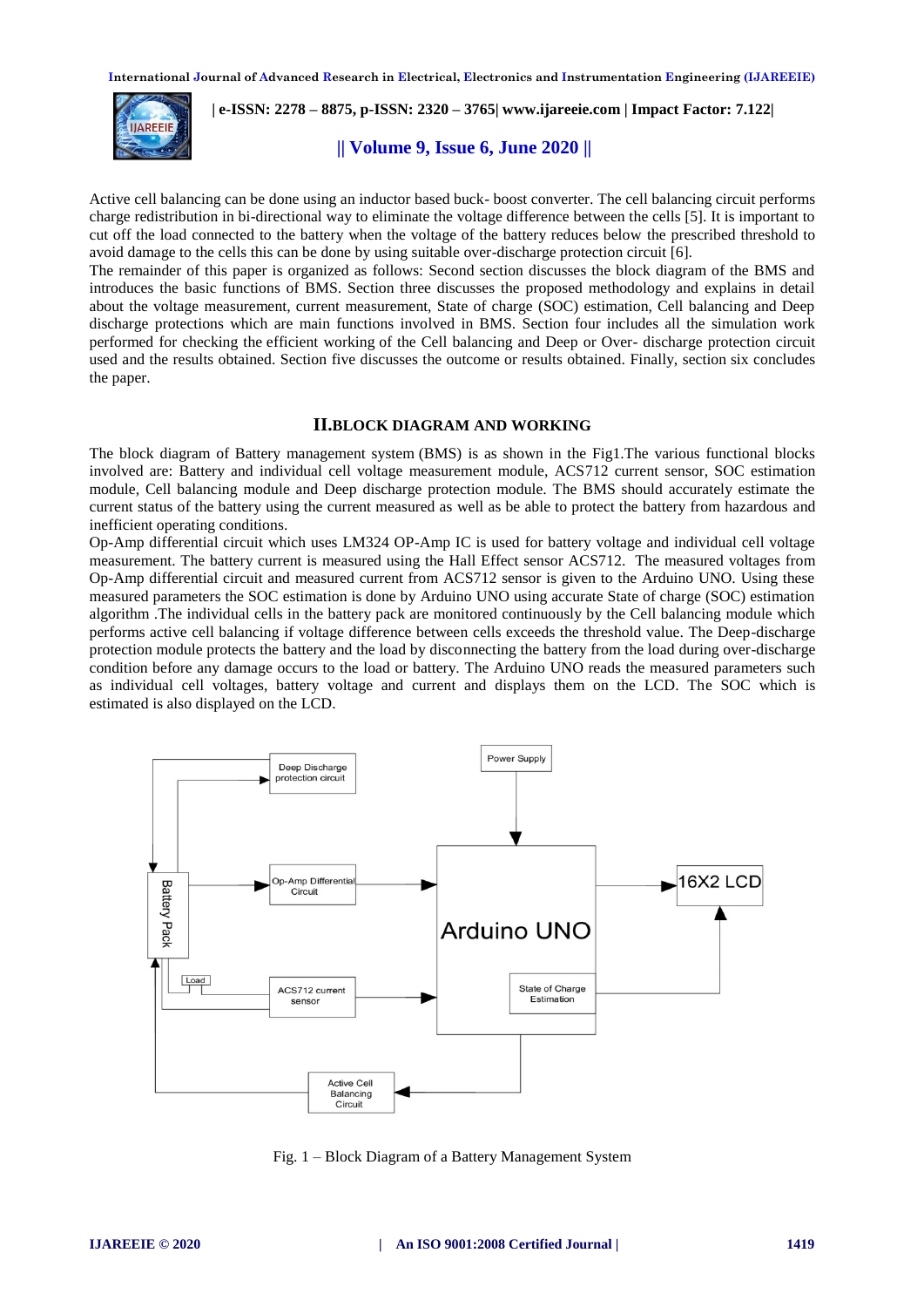Active cell balancing can be done using an inductor based buck- boost converter. The cell balancing circuit performs charge redistribution in bi-directional way to eliminate the voltage difference between the cells [5]. It is important to cut off the load connected to the battery when the voltage of the battery reduces below the prescribed threshold to avoid damage to the cells this can be done by using suitable over-discharge protection circuit [6].
The remainder of this paper is organized as follows: Second section discusses the block diagram of the BMS and introduces the basic functions of BMS. Section three discusses the proposed methodology and explains in detail about the voltage measurement, current measurement, State of charge (SOC) estimation, Cell balancing and Deep discharge protections which are main functions involved in BMS. Section four includes all the simulation work performed for checking the efficient working of the Cell balancing and Deep or Over- discharge protection circuit used and the results obtained. Section five discusses the outcome or results obtained. Finally, section six concludes the paper.

## II.BLOCK DIAGRAM AND WORKING

The block diagram of Battery management system (BMS) is as shown in the Fig1.The various functional blocks involved are: Battery and individual cell voltage measurement module, ACS712 current sensor, SOC estimation module, Cell balancing module and Deep discharge protection module. The BMS should accurately estimate the current status of the battery using the current measured as well as be able to protect the battery from hazardous and inefficient operating conditions.
Op-Amp differential circuit which uses LM324 OP-Amp IC is used for battery voltage and individual cell voltage measurement. The battery current is measured using the Hall Effect sensor ACS712. The measured voltages from Op-Amp differential circuit and measured current from ACS712 sensor is given to the Arduino UNO. Using these measured parameters the SOC estimation is done by Arduino UNO using accurate State of charge (SOC) estimation algorithm .The individual cells in the battery pack are monitored continuously by the Cell balancing module which performs active cell balancing if voltage difference between cells exceeds the threshold value. The Deep-discharge protection module protects the battery and the load by disconnecting the battery from the load during over-discharge condition before any damage occurs to the load or battery. The Arduino UNO reads the measured parameters such as individual cell voltages, battery voltage and current and displays them on the LCD. The SOC which is estimated is also displayed on the LCD.

Fig. 1 – Block Diagram of a Battery Management System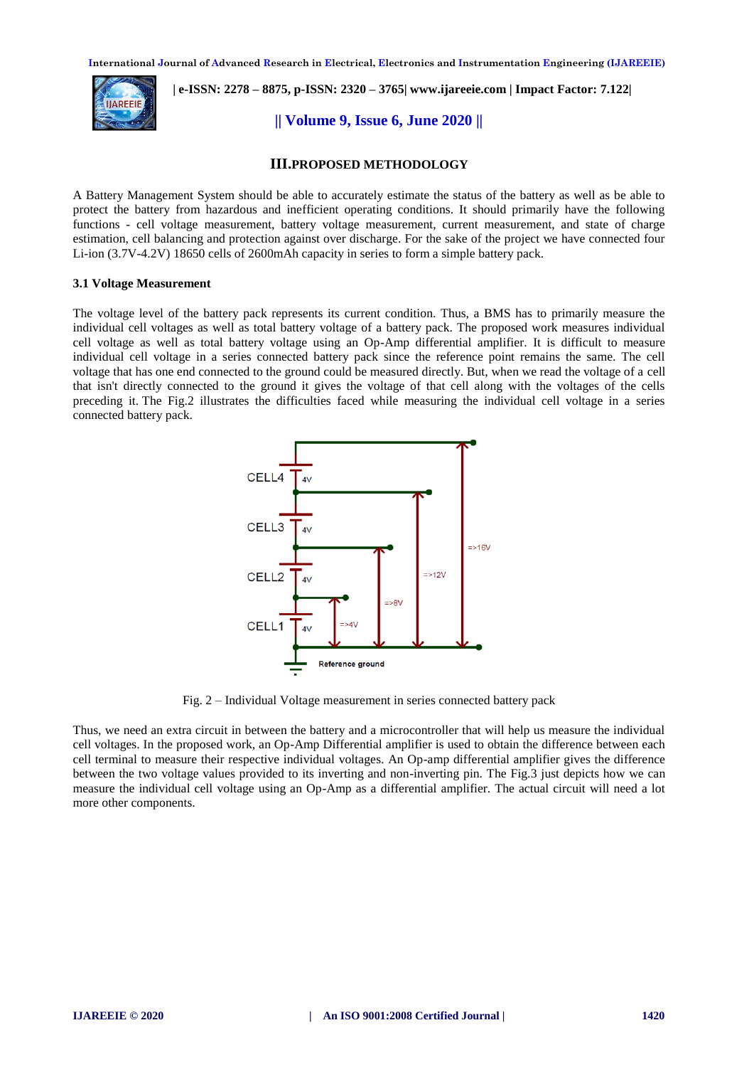## III. PROPOSED METHODOLOGY

A Battery Management System should be able to accurately estimate the status of the battery as well as be able to protect the battery from hazardous and inefficient operating conditions. It should primarily have the following functions - cell voltage measurement, battery voltage measurement, current measurement, and state of charge estimation, cell balancing and protection against over discharge. For the sake of the project we have connected four Li-ion (3.7V-4.2V) 18650 cells of 2600mAh capacity in series to form a simple battery pack.

### 3.1 Voltage Measurement

The voltage level of the battery pack represents its current condition. Thus, a BMS has to primarily measure the individual cell voltages as well as total battery voltage of a battery pack. The proposed work measures individual cell voltage as well as total battery voltage using an Op-Amp differential amplifier. It is difficult to measure individual cell voltage in a series connected battery pack since the reference point remains the same. The cell voltage that has one end connected to the ground could be measured directly. But, when we read the voltage of a cell that isn't directly connected to the ground it gives the voltage of that cell along with the voltages of the cells preceding it. The Fig.2 illustrates the difficulties faced while measuring the individual cell voltage in a series connected battery pack.

Fig. 2 – Individual Voltage measurement in series connected battery pack

Thus, we need an extra circuit in between the battery and a microcontroller that will help us measure the individual cell voltages. In the proposed work, an Op-Amp Differential amplifier is used to obtain the difference between each cell terminal to measure their respective individual voltages. An Op-amp differential amplifier gives the difference between the two voltage values provided to its inverting and non-inverting pin. The Fig.3 just depicts how we can measure the individual cell voltage using an Op-Amp as a differential amplifier. The actual circuit will need a lot more other components.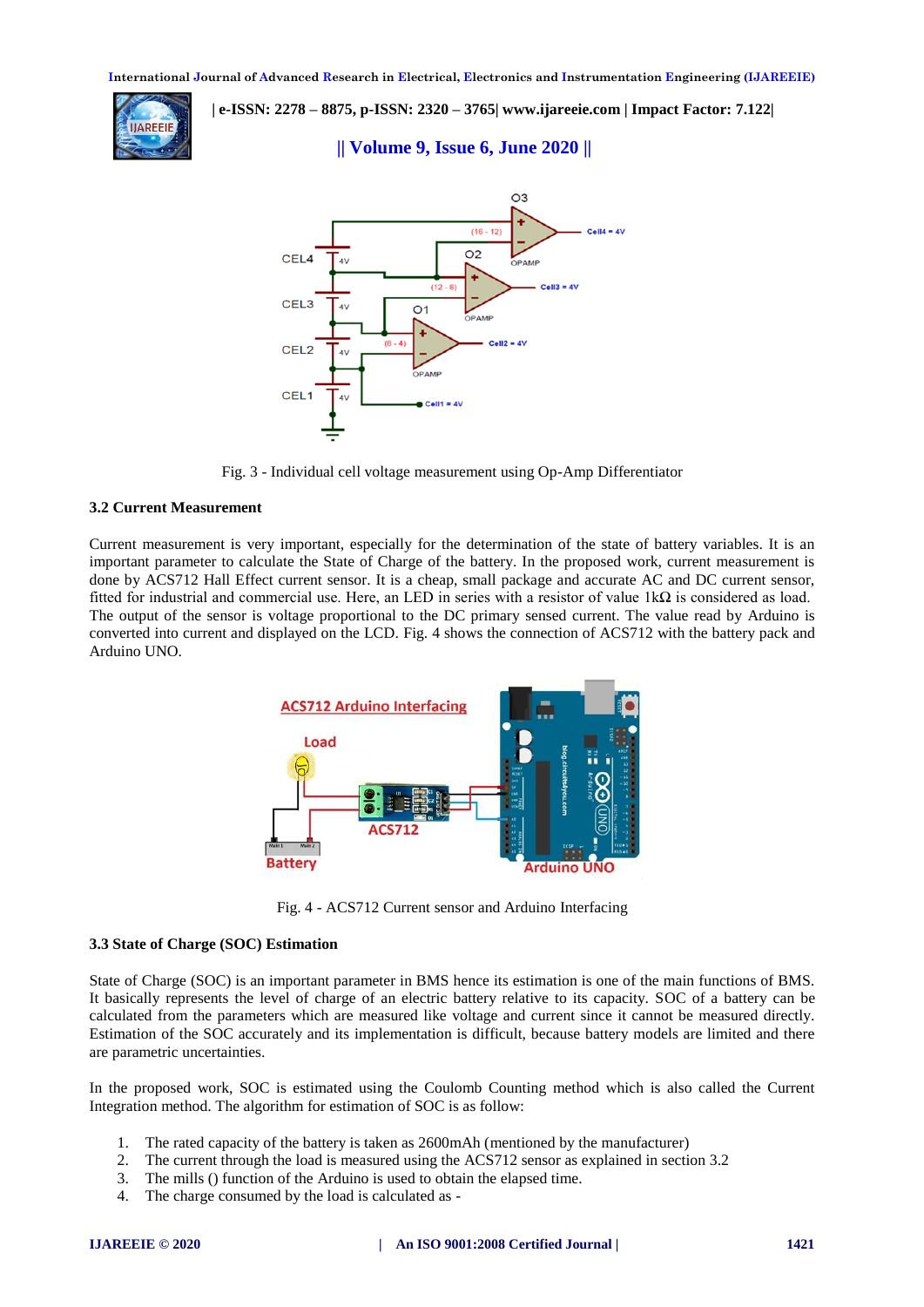Fig. 3 - Individual cell voltage measurement using Op-Amp Differentiator

### 3.2 Current Measurement

Current measurement is very important, especially for the determination of the state of battery variables. It is an important parameter to calculate the State of Charge of the battery. In the proposed work, current measurement is done by ACS712 Hall Effect current sensor. It is a cheap, small package and accurate AC and DC current sensor, fitted for industrial and commercial use. Here, an LED in series with a resistor of value 1kΩ is considered as load. The output of the sensor is voltage proportional to the DC primary sensed current. The value read by Arduino is converted into current and displayed on the LCD. Fig. 4 shows the connection of ACS712 with the battery pack and Arduino UNO.

Fig. 4 - ACS712 Current sensor and Arduino Interfacing

### 3.3 State of Charge (SOC) Estimation

State of Charge (SOC) is an important parameter in BMS hence its estimation is one of the main functions of BMS. It basically represents the level of charge of an electric battery relative to its capacity. SOC of a battery can be calculated from the parameters which are measured like voltage and current since it cannot be measured directly. Estimation of the SOC accurately and its implementation is difficult, because battery models are limited and there are parametric uncertainties.

In the proposed work, SOC is estimated using the Coulomb Counting method which is also called the Current Integration method. The algorithm for estimation of SOC is as follow:

1. The rated capacity of the battery is taken as 2600mAh (mentioned by the manufacturer)
2. The current through the load is measured using the ACS712 sensor as explained in section 3.2
3. The mills () function of the Arduino is used to obtain the elapsed time.
4. The charge consumed by the load is calculated as -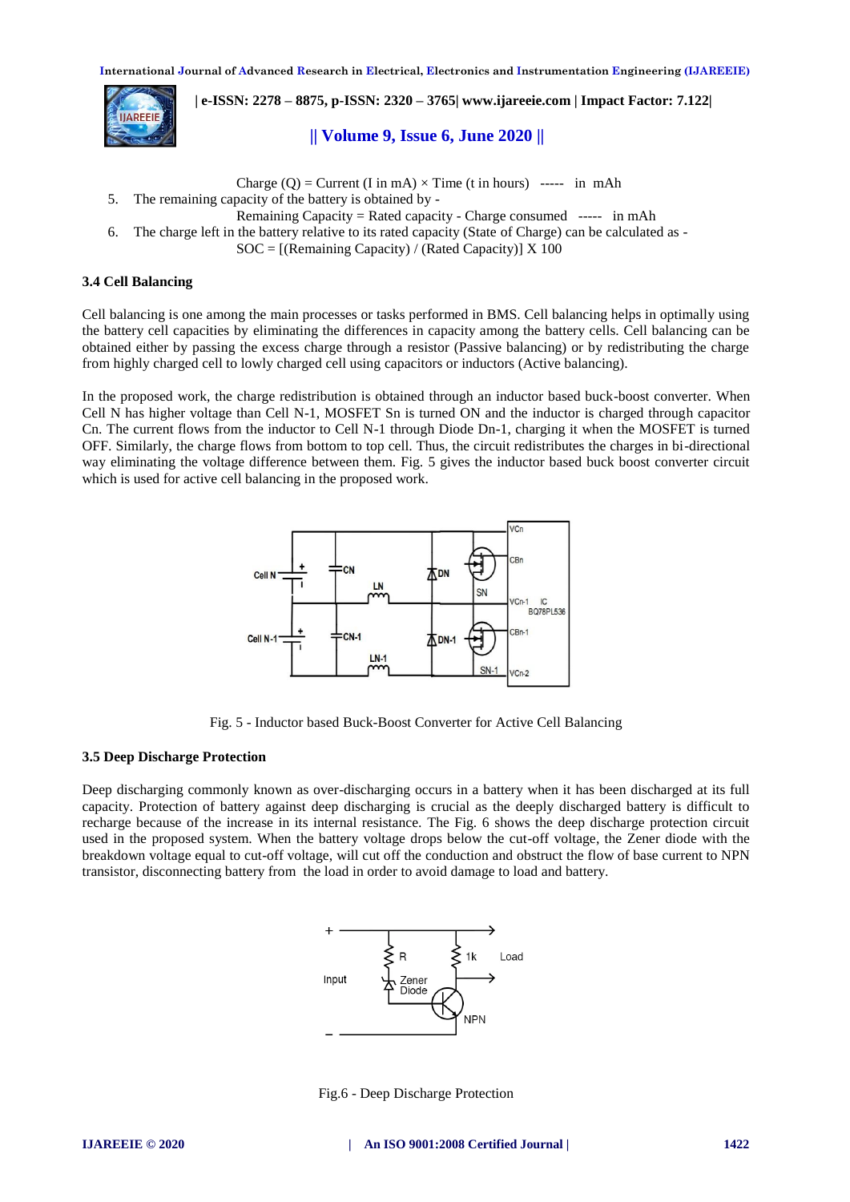Charge (Q) = Current (I in mA) × Time (t in hours) ----- in mAh

5. The remaining capacity of the battery is obtained by -

   Remaining Capacity = Rated capacity - Charge consumed ----- in mAh

6. The charge left in the battery relative to its rated capacity (State of Charge) can be calculated as -

   SOC = [(Remaining Capacity) / (Rated Capacity)] X 100

### 3.4 Cell Balancing

Cell balancing is one among the main processes or tasks performed in BMS. Cell balancing helps in optimally using the battery cell capacities by eliminating the differences in capacity among the battery cells. Cell balancing can be obtained either by passing the excess charge through a resistor (Passive balancing) or by redistributing the charge from highly charged cell to lowly charged cell using capacitors or inductors (Active balancing).

In the proposed work, the charge redistribution is obtained through an inductor based buck-boost converter. When Cell N has higher voltage than Cell N-1, MOSFET Sn is turned ON and the inductor is charged through capacitor Cn. The current flows from the inductor to Cell N-1 through Diode Dn-1, charging it when the MOSFET is turned OFF. Similarly, the charge flows from bottom to top cell. Thus, the circuit redistributes the charges in bi-directional way eliminating the voltage difference between them. Fig. 5 gives the inductor based buck boost converter circuit which is used for active cell balancing in the proposed work.

Fig. 5 - Inductor based Buck-Boost Converter for Active Cell Balancing

### 3.5 Deep Discharge Protection

Deep discharging commonly known as over-discharging occurs in a battery when it has been discharged at its full capacity. Protection of battery against deep discharging is crucial as the deeply discharged battery is difficult to recharge because of the increase in its internal resistance. The Fig. 6 shows the deep discharge protection circuit used in the proposed system. When the battery voltage drops below the cut-off voltage, the Zener diode with the breakdown voltage equal to cut-off voltage, will cut off the conduction and obstruct the flow of base current to NPN transistor, disconnecting battery from the load in order to avoid damage to load and battery.

Fig.6 - Deep Discharge Protection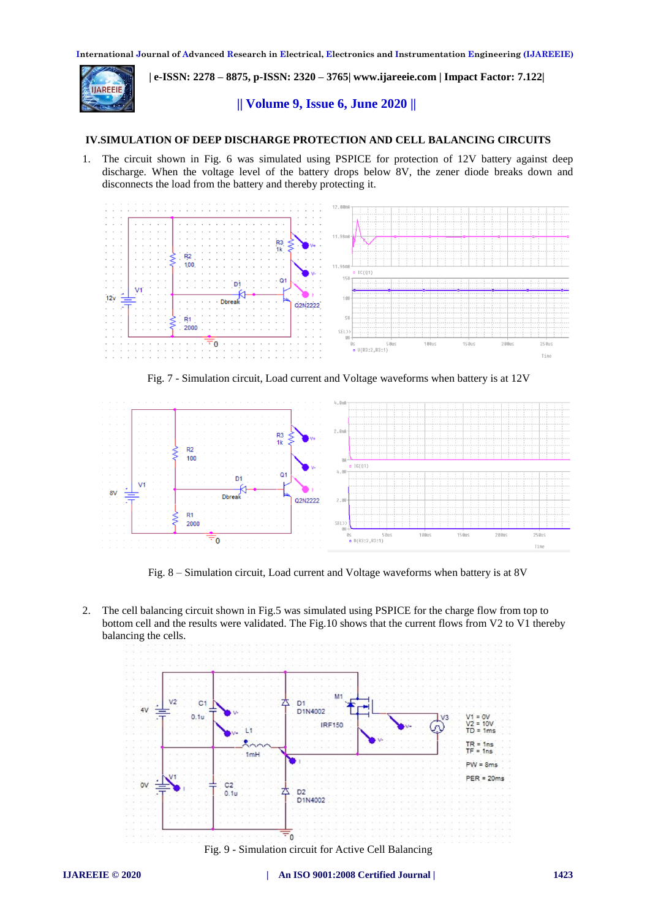## IV.SIMULATION OF DEEP DISCHARGE PROTECTION AND CELL BALANCING CIRCUITS

1. The circuit shown in Fig. 6 was simulated using PSPICE for protection of 12V battery against deep discharge. When the voltage level of the battery drops below 8V, the zener diode breaks down and disconnects the load from the battery and thereby protecting it.

Fig. 7 - Simulation circuit, Load current and Voltage waveforms when battery is at 12V

Fig. 8 – Simulation circuit, Load current and Voltage waveforms when battery is at 8V

2. The cell balancing circuit shown in Fig.5 was simulated using PSPICE for the charge flow from top to bottom cell and the results were validated. The Fig.10 shows that the current flows from V2 to V1 thereby balancing the cells.

Fig. 9 - Simulation circuit for Active Cell Balancing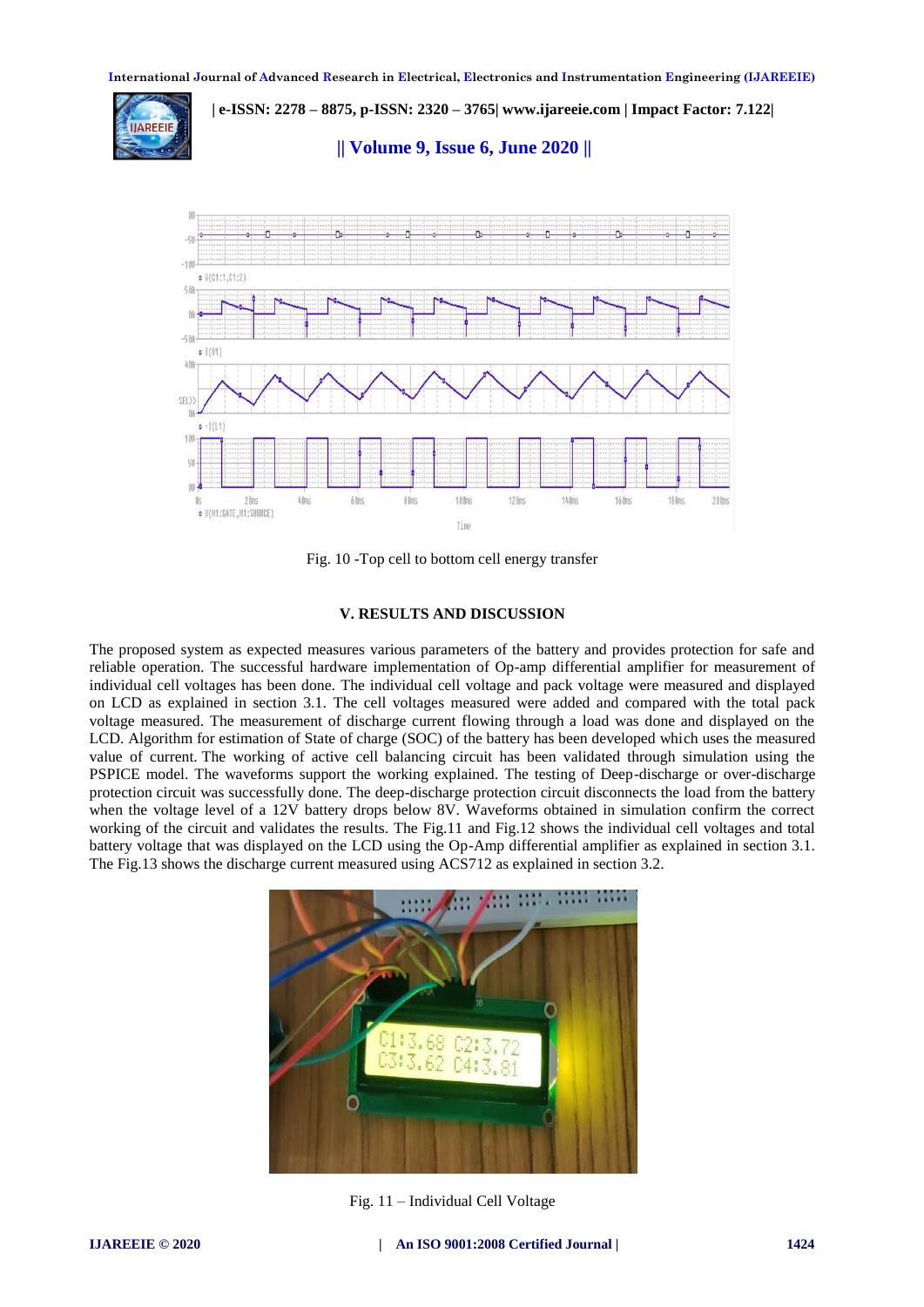Fig. 10 -Top cell to bottom cell energy transfer

## V. RESULTS AND DISCUSSION

The proposed system as expected measures various parameters of the battery and provides protection for safe and reliable operation. The successful hardware implementation of Op-amp differential amplifier for measurement of individual cell voltages has been done. The individual cell voltage and pack voltage were measured and displayed on LCD as explained in section 3.1. The cell voltages measured were added and compared with the total pack voltage measured. The measurement of discharge current flowing through a load was done and displayed on the LCD. Algorithm for estimation of State of charge (SOC) of the battery has been developed which uses the measured value of current. The working of active cell balancing circuit has been validated through simulation using the PSPICE model. The waveforms support the working explained. The testing of Deep-discharge or over-discharge protection circuit was successfully done. The deep-discharge protection circuit disconnects the load from the battery when the voltage level of a 12V battery drops below 8V. Waveforms obtained in simulation confirm the correct working of the circuit and validates the results. The Fig.11 and Fig.12 shows the individual cell voltages and total battery voltage that was displayed on the LCD using the Op-Amp differential amplifier as explained in section 3.1. The Fig.13 shows the discharge current measured using ACS712 as explained in section 3.2.

Fig. 11 – Individual Cell Voltage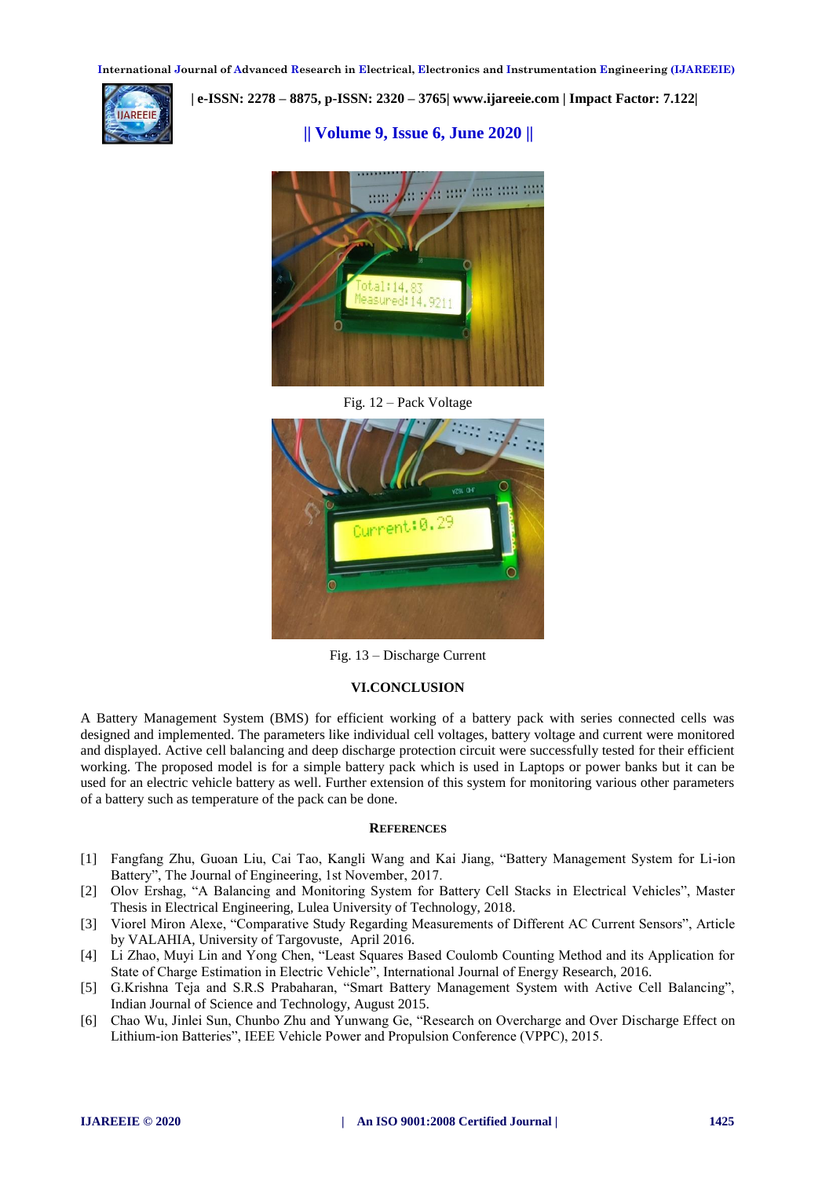Fig. 12 – Pack Voltage

Fig. 13 – Discharge Current

## VI. CONCLUSION

A Battery Management System (BMS) for efficient working of a battery pack with series connected cells was designed and implemented. The parameters like individual cell voltages, battery voltage and current were monitored and displayed. Active cell balancing and deep discharge protection circuit were successfully tested for their efficient working. The proposed model is for a simple battery pack which is used in Laptops or power banks but it can be used for an electric vehicle battery as well. Further extension of this system for monitoring various other parameters of a battery such as temperature of the pack can be done.

## REFERENCES

[1] Fangfang Zhu, Guoan Liu, Cai Tao, Kangli Wang and Kai Jiang, "Battery Management System for Li-ion Battery", The Journal of Engineering, 1st November, 2017.

[2] Olov Ershag, "A Balancing and Monitoring System for Battery Cell Stacks in Electrical Vehicles", Master Thesis in Electrical Engineering, Lulea University of Technology, 2018.

[3] Viorel Miron Alexe, "Comparative Study Regarding Measurements of Different AC Current Sensors", Article by VALAHIA, University of Targovuste, April 2016.

[4] Li Zhao, Muyi Lin and Yong Chen, "Least Squares Based Coulomb Counting Method and its Application for State of Charge Estimation in Electric Vehicle", International Journal of Energy Research, 2016.

[5] G.Krishna Teja and S.R.S Prabaharan, "Smart Battery Management System with Active Cell Balancing", Indian Journal of Science and Technology, August 2015.

[6] Chao Wu, Jinlei Sun, Chunbo Zhu and Yunwang Ge, "Research on Overcharge and Over Discharge Effect on Lithium-ion Batteries", IEEE Vehicle Power and Propulsion Conference (VPPC), 2015.